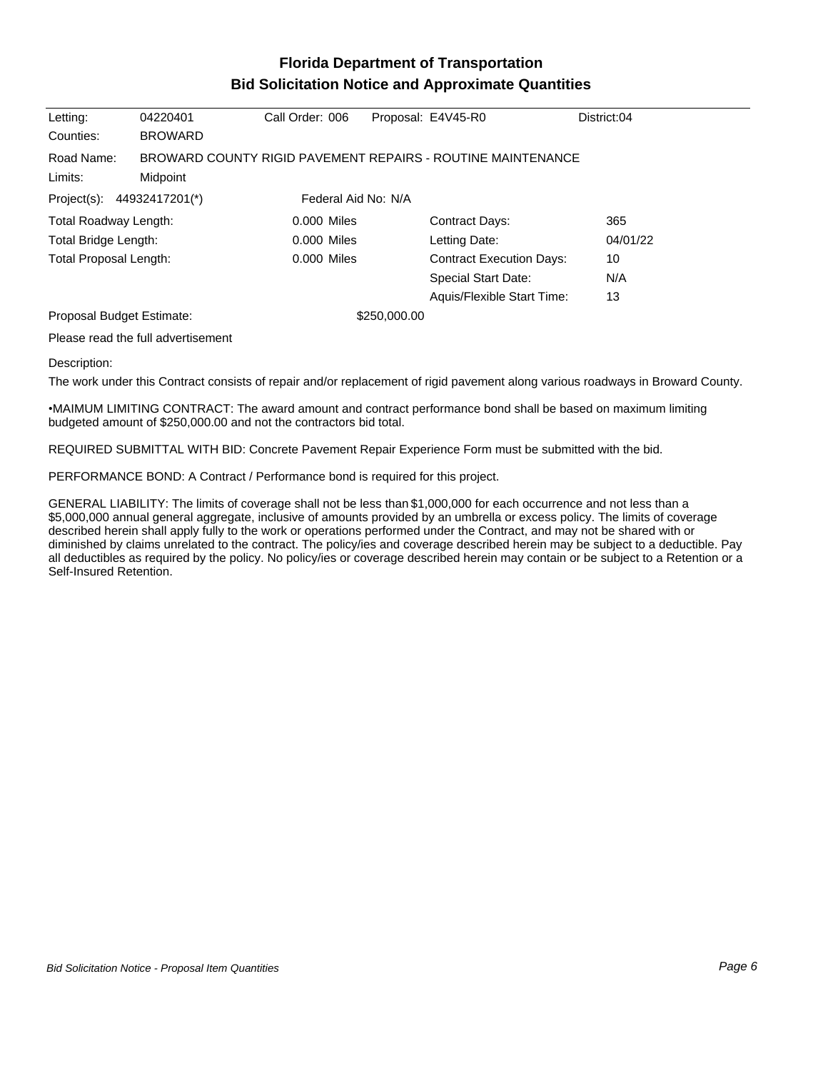# Florida Department of Transportation
## Bid Solicitation Notice and Approximate Quantities

| | | | | |
|---|---|---|---|---|
| Letting: | 04220401 | Call Order: 006 | Proposal: E4V45-R0 | District:04 |
| Counties: | BROWARD | | | |

Road Name: BROWARD COUNTY RIGID PAVEMENT REPAIRS - ROUTINE MAINTENANCE

Limits: Midpoint

Project(s): 44932417201(*) Federal Aid No: N/A

| | | | |
|---|---|---|---|
| Total Roadway Length: | 0.000 Miles | Contract Days: | 365 |
| Total Bridge Length: | 0.000 Miles | Letting Date: | 04/01/22 |
| Total Proposal Length: | 0.000 Miles | Contract Execution Days: | 10 |
| | | Special Start Date: | N/A |
| | | Aquis/Flexible Start Time: | 13 |

Proposal Budget Estimate: $250,000.00

Please read the full advertisement

Description:

The work under this Contract consists of repair and/or replacement of rigid pavement along various roadways in Broward County.

•MAIMUM LIMITING CONTRACT: The award amount and contract performance bond shall be based on maximum limiting budgeted amount of $250,000.00 and not the contractors bid total.

REQUIRED SUBMITTAL WITH BID: Concrete Pavement Repair Experience Form must be submitted with the bid.

PERFORMANCE BOND: A Contract / Performance bond is required for this project.

GENERAL LIABILITY: The limits of coverage shall not be less than $1,000,000 for each occurrence and not less than a $5,000,000 annual general aggregate, inclusive of amounts provided by an umbrella or excess policy. The limits of coverage described herein shall apply fully to the work or operations performed under the Contract, and may not be shared with or diminished by claims unrelated to the contract. The policy/ies and coverage described herein may be subject to a deductible. Pay all deductibles as required by the policy. No policy/ies or coverage described herein may contain or be subject to a Retention or a Self-Insured Retention.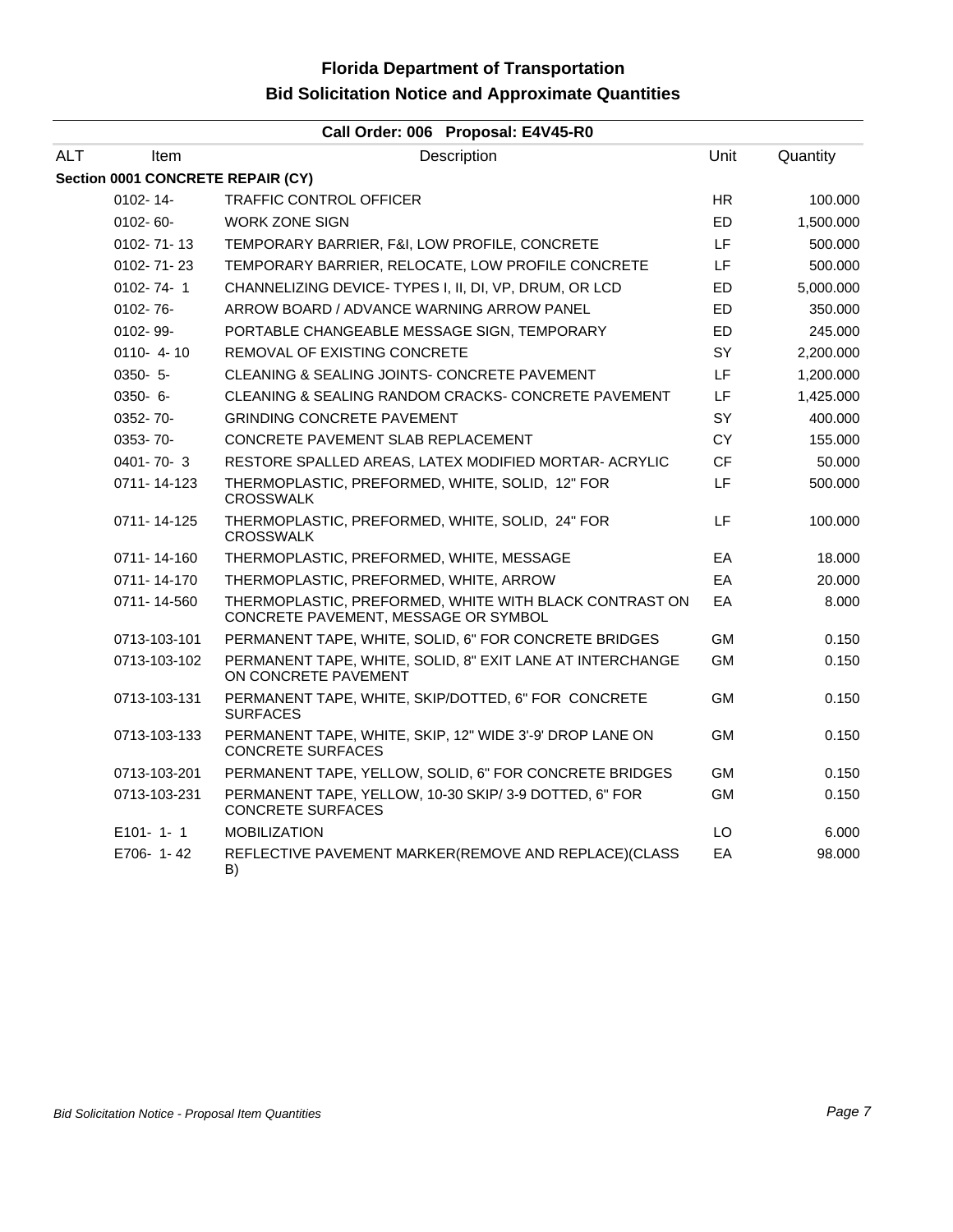# Florida Department of Transportation
## Bid Solicitation Notice and Approximate Quantities

**Call Order: 006 Proposal: E4V45-R0**

| ALT | Item | Description | Unit | Quantity |
|---|---|---|---|---|
| **Section 0001 CONCRETE REPAIR (CY)** | | | | |
| | 0102- 14- | TRAFFIC CONTROL OFFICER | HR | 100.000 |
| | 0102- 60- | WORK ZONE SIGN | ED | 1,500.000 |
| | 0102- 71- 13 | TEMPORARY BARRIER, F&I, LOW PROFILE, CONCRETE | LF | 500.000 |
| | 0102- 71- 23 | TEMPORARY BARRIER, RELOCATE, LOW PROFILE CONCRETE | LF | 500.000 |
| | 0102- 74- 1 | CHANNELIZING DEVICE- TYPES I, II, DI, VP, DRUM, OR LCD | ED | 5,000.000 |
| | 0102- 76- | ARROW BOARD / ADVANCE WARNING ARROW PANEL | ED | 350.000 |
| | 0102- 99- | PORTABLE CHANGEABLE MESSAGE SIGN, TEMPORARY | ED | 245.000 |
| | 0110- 4- 10 | REMOVAL OF EXISTING CONCRETE | SY | 2,200.000 |
| | 0350- 5- | CLEANING & SEALING JOINTS- CONCRETE PAVEMENT | LF | 1,200.000 |
| | 0350- 6- | CLEANING & SEALING RANDOM CRACKS- CONCRETE PAVEMENT | LF | 1,425.000 |
| | 0352- 70- | GRINDING CONCRETE PAVEMENT | SY | 400.000 |
| | 0353- 70- | CONCRETE PAVEMENT SLAB REPLACEMENT | CY | 155.000 |
| | 0401- 70- 3 | RESTORE SPALLED AREAS, LATEX MODIFIED MORTAR- ACRYLIC | CF | 50.000 |
| | 0711- 14-123 | THERMOPLASTIC, PREFORMED, WHITE, SOLID, 12" FOR CROSSWALK | LF | 500.000 |
| | 0711- 14-125 | THERMOPLASTIC, PREFORMED, WHITE, SOLID, 24" FOR CROSSWALK | LF | 100.000 |
| | 0711- 14-160 | THERMOPLASTIC, PREFORMED, WHITE, MESSAGE | EA | 18.000 |
| | 0711- 14-170 | THERMOPLASTIC, PREFORMED, WHITE, ARROW | EA | 20.000 |
| | 0711- 14-560 | THERMOPLASTIC, PREFORMED, WHITE WITH BLACK CONTRAST ON CONCRETE PAVEMENT, MESSAGE OR SYMBOL | EA | 8.000 |
| | 0713-103-101 | PERMANENT TAPE, WHITE, SOLID, 6" FOR CONCRETE BRIDGES | GM | 0.150 |
| | 0713-103-102 | PERMANENT TAPE, WHITE, SOLID, 8" EXIT LANE AT INTERCHANGE ON CONCRETE PAVEMENT | GM | 0.150 |
| | 0713-103-131 | PERMANENT TAPE, WHITE, SKIP/DOTTED, 6" FOR CONCRETE SURFACES | GM | 0.150 |
| | 0713-103-133 | PERMANENT TAPE, WHITE, SKIP, 12" WIDE 3'-9' DROP LANE ON CONCRETE SURFACES | GM | 0.150 |
| | 0713-103-201 | PERMANENT TAPE, YELLOW, SOLID, 6" FOR CONCRETE BRIDGES | GM | 0.150 |
| | 0713-103-231 | PERMANENT TAPE, YELLOW, 10-30 SKIP/ 3-9 DOTTED, 6" FOR CONCRETE SURFACES | GM | 0.150 |
| | E101- 1- 1 | MOBILIZATION | LO | 6.000 |
| | E706- 1- 42 | REFLECTIVE PAVEMENT MARKER(REMOVE AND REPLACE)(CLASS B) | EA | 98.000 |